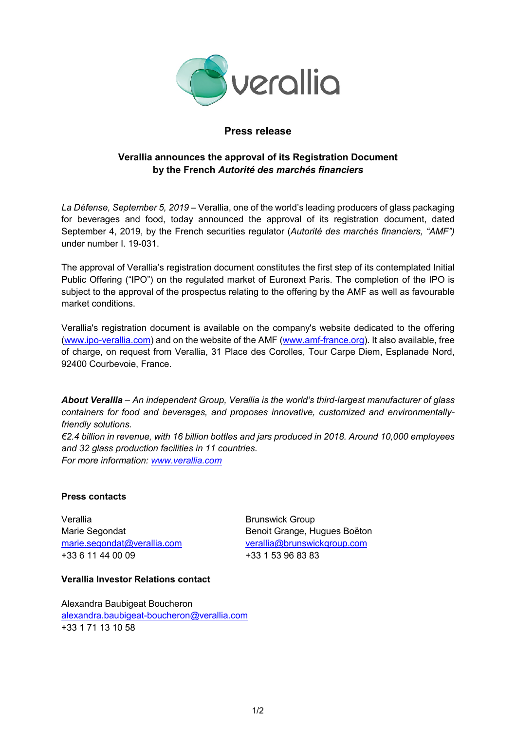**Press release**

# Verallia announces the approval of its Registration Document by the French *Autorité des marchés financiers*

*La Défense, September 5, 2019* – Verallia, one of the world's leading producers of glass packaging for beverages and food, today announced the approval of its registration document, dated September 4, 2019, by the French securities regulator (*Autorité des marchés financiers, "AMF")* under number I. 19-031.

The approval of Verallia's registration document constitutes the first step of its contemplated Initial Public Offering ("IPO") on the regulated market of Euronext Paris. The completion of the IPO is subject to the approval of the prospectus relating to the offering by the AMF as well as favourable market conditions.

Verallia's registration document is available on the company's website dedicated to the offering (www.ipo-verallia.com) and on the website of the AMF (www.amf-france.org). It also available, free of charge, on request from Verallia, 31 Place des Corolles, Tour Carpe Diem, Esplanade Nord, 92400 Courbevoie, France.

***About Verallia*** *– An independent Group, Verallia is the world's third-largest manufacturer of glass containers for food and beverages, and proposes innovative, customized and environmentally-friendly solutions.*
*€2.4 billion in revenue, with 16 billion bottles and jars produced in 2018. Around 10,000 employees and 32 glass production facilities in 11 countries.*
*For more information: www.verallia.com*

**Press contacts**

Verallia
Marie Segondat
marie.segondat@verallia.com
+33 6 11 44 00 09

Brunswick Group
Benoit Grange, Hugues Boëton
verallia@brunswickgroup.com
+33 1 53 96 83 83

**Verallia Investor Relations contact**

Alexandra Baubigeat Boucheron
alexandra.baubigeat-boucheron@verallia.com
+33 1 71 13 10 58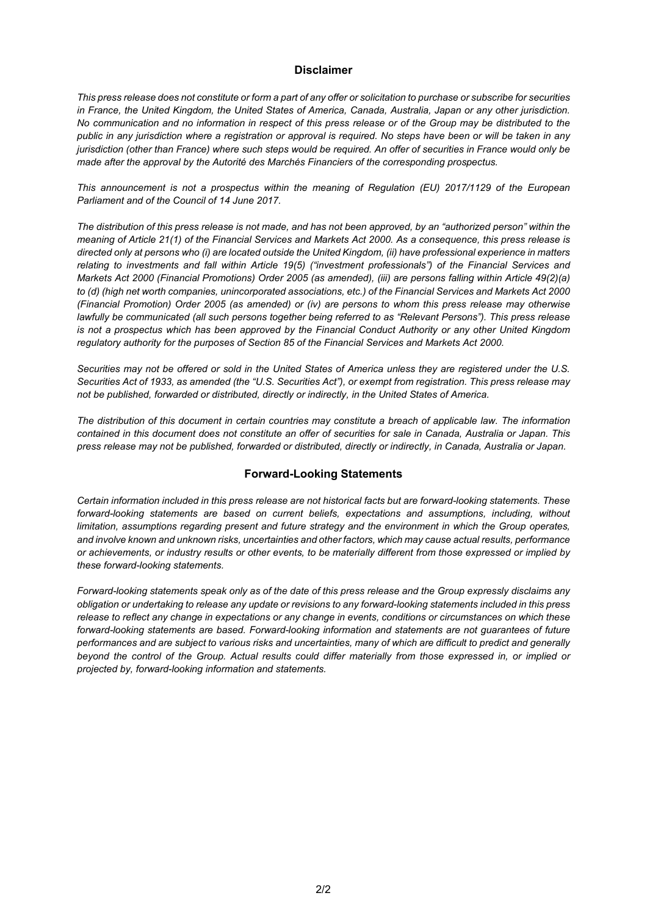## Disclaimer

*This press release does not constitute or form a part of any offer or solicitation to purchase or subscribe for securities in France, the United Kingdom, the United States of America, Canada, Australia, Japan or any other jurisdiction. No communication and no information in respect of this press release or of the Group may be distributed to the public in any jurisdiction where a registration or approval is required. No steps have been or will be taken in any jurisdiction (other than France) where such steps would be required. An offer of securities in France would only be made after the approval by the Autorité des Marchés Financiers of the corresponding prospectus.*

*This announcement is not a prospectus within the meaning of Regulation (EU) 2017/1129 of the European Parliament and of the Council of 14 June 2017.*

*The distribution of this press release is not made, and has not been approved, by an "authorized person" within the meaning of Article 21(1) of the Financial Services and Markets Act 2000. As a consequence, this press release is directed only at persons who (i) are located outside the United Kingdom, (ii) have professional experience in matters relating to investments and fall within Article 19(5) ("investment professionals") of the Financial Services and Markets Act 2000 (Financial Promotions) Order 2005 (as amended), (iii) are persons falling within Article 49(2)(a) to (d) (high net worth companies, unincorporated associations, etc.) of the Financial Services and Markets Act 2000 (Financial Promotion) Order 2005 (as amended) or (iv) are persons to whom this press release may otherwise lawfully be communicated (all such persons together being referred to as "Relevant Persons"). This press release is not a prospectus which has been approved by the Financial Conduct Authority or any other United Kingdom regulatory authority for the purposes of Section 85 of the Financial Services and Markets Act 2000.*

*Securities may not be offered or sold in the United States of America unless they are registered under the U.S. Securities Act of 1933, as amended (the "U.S. Securities Act"), or exempt from registration. This press release may not be published, forwarded or distributed, directly or indirectly, in the United States of America.*

*The distribution of this document in certain countries may constitute a breach of applicable law. The information contained in this document does not constitute an offer of securities for sale in Canada, Australia or Japan. This press release may not be published, forwarded or distributed, directly or indirectly, in Canada, Australia or Japan.*

## Forward-Looking Statements

*Certain information included in this press release are not historical facts but are forward-looking statements. These forward-looking statements are based on current beliefs, expectations and assumptions, including, without limitation, assumptions regarding present and future strategy and the environment in which the Group operates, and involve known and unknown risks, uncertainties and other factors, which may cause actual results, performance or achievements, or industry results or other events, to be materially different from those expressed or implied by these forward-looking statements.*

*Forward-looking statements speak only as of the date of this press release and the Group expressly disclaims any obligation or undertaking to release any update or revisions to any forward-looking statements included in this press release to reflect any change in expectations or any change in events, conditions or circumstances on which these forward-looking statements are based. Forward-looking information and statements are not guarantees of future performances and are subject to various risks and uncertainties, many of which are difficult to predict and generally beyond the control of the Group. Actual results could differ materially from those expressed in, or implied or projected by, forward-looking information and statements.*